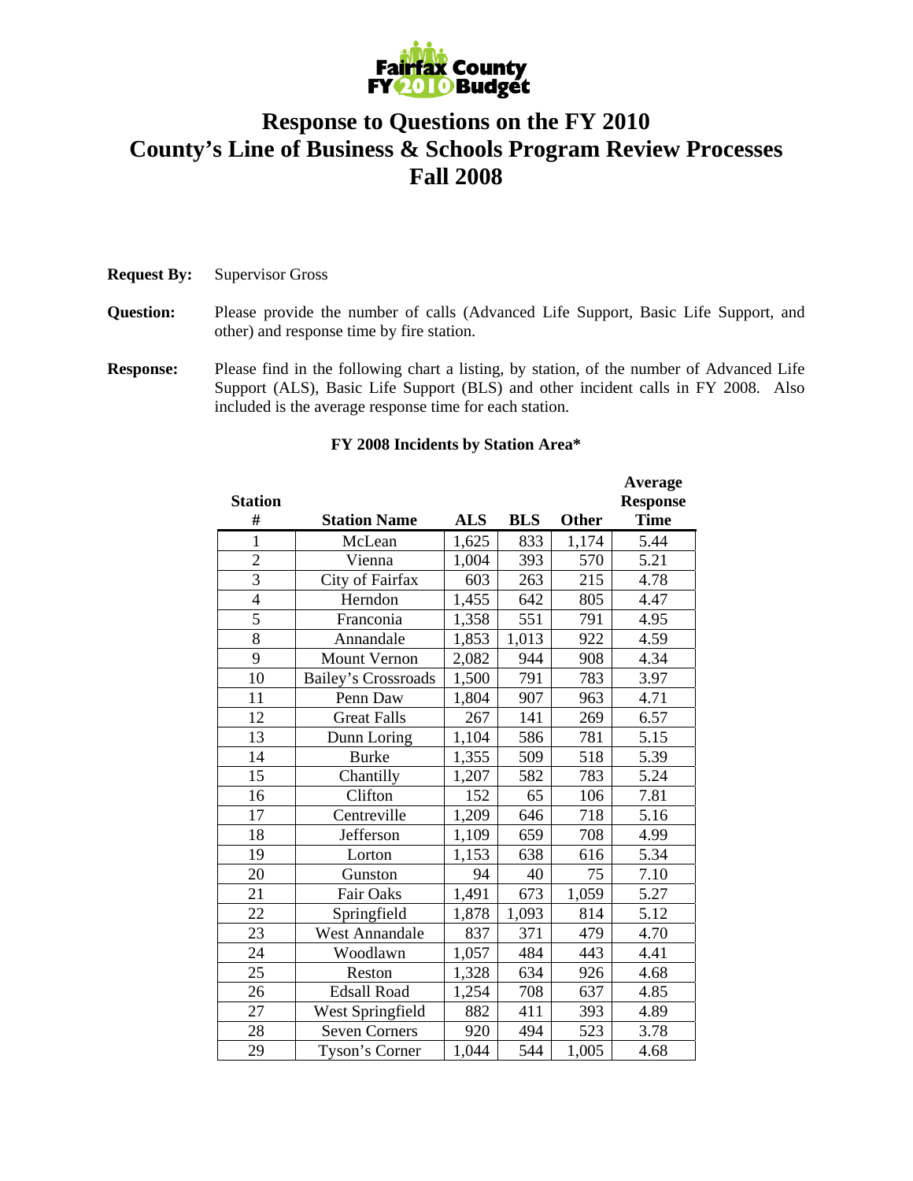# Response to Questions on the FY 2010 County's Line of Business & Schools Program Review Processes Fall 2008

**Request By:** Supervisor Gross

**Question:** Please provide the number of calls (Advanced Life Support, Basic Life Support, and other) and response time by fire station.

**Response:** Please find in the following chart a listing, by station, of the number of Advanced Life Support (ALS), Basic Life Support (BLS) and other incident calls in FY 2008. Also included is the average response time for each station.

**FY 2008 Incidents by Station Area***

| Station # | Station Name | ALS | BLS | Other | Average Response Time |
|---|---|---|---|---|---|
| 1 | McLean | 1,625 | 833 | 1,174 | 5.44 |
| 2 | Vienna | 1,004 | 393 | 570 | 5.21 |
| 3 | City of Fairfax | 603 | 263 | 215 | 4.78 |
| 4 | Herndon | 1,455 | 642 | 805 | 4.47 |
| 5 | Franconia | 1,358 | 551 | 791 | 4.95 |
| 8 | Annandale | 1,853 | 1,013 | 922 | 4.59 |
| 9 | Mount Vernon | 2,082 | 944 | 908 | 4.34 |
| 10 | Bailey's Crossroads | 1,500 | 791 | 783 | 3.97 |
| 11 | Penn Daw | 1,804 | 907 | 963 | 4.71 |
| 12 | Great Falls | 267 | 141 | 269 | 6.57 |
| 13 | Dunn Loring | 1,104 | 586 | 781 | 5.15 |
| 14 | Burke | 1,355 | 509 | 518 | 5.39 |
| 15 | Chantilly | 1,207 | 582 | 783 | 5.24 |
| 16 | Clifton | 152 | 65 | 106 | 7.81 |
| 17 | Centreville | 1,209 | 646 | 718 | 5.16 |
| 18 | Jefferson | 1,109 | 659 | 708 | 4.99 |
| 19 | Lorton | 1,153 | 638 | 616 | 5.34 |
| 20 | Gunston | 94 | 40 | 75 | 7.10 |
| 21 | Fair Oaks | 1,491 | 673 | 1,059 | 5.27 |
| 22 | Springfield | 1,878 | 1,093 | 814 | 5.12 |
| 23 | West Annandale | 837 | 371 | 479 | 4.70 |
| 24 | Woodlawn | 1,057 | 484 | 443 | 4.41 |
| 25 | Reston | 1,328 | 634 | 926 | 4.68 |
| 26 | Edsall Road | 1,254 | 708 | 637 | 4.85 |
| 27 | West Springfield | 882 | 411 | 393 | 4.89 |
| 28 | Seven Corners | 920 | 494 | 523 | 3.78 |
| 29 | Tyson's Corner | 1,044 | 544 | 1,005 | 4.68 |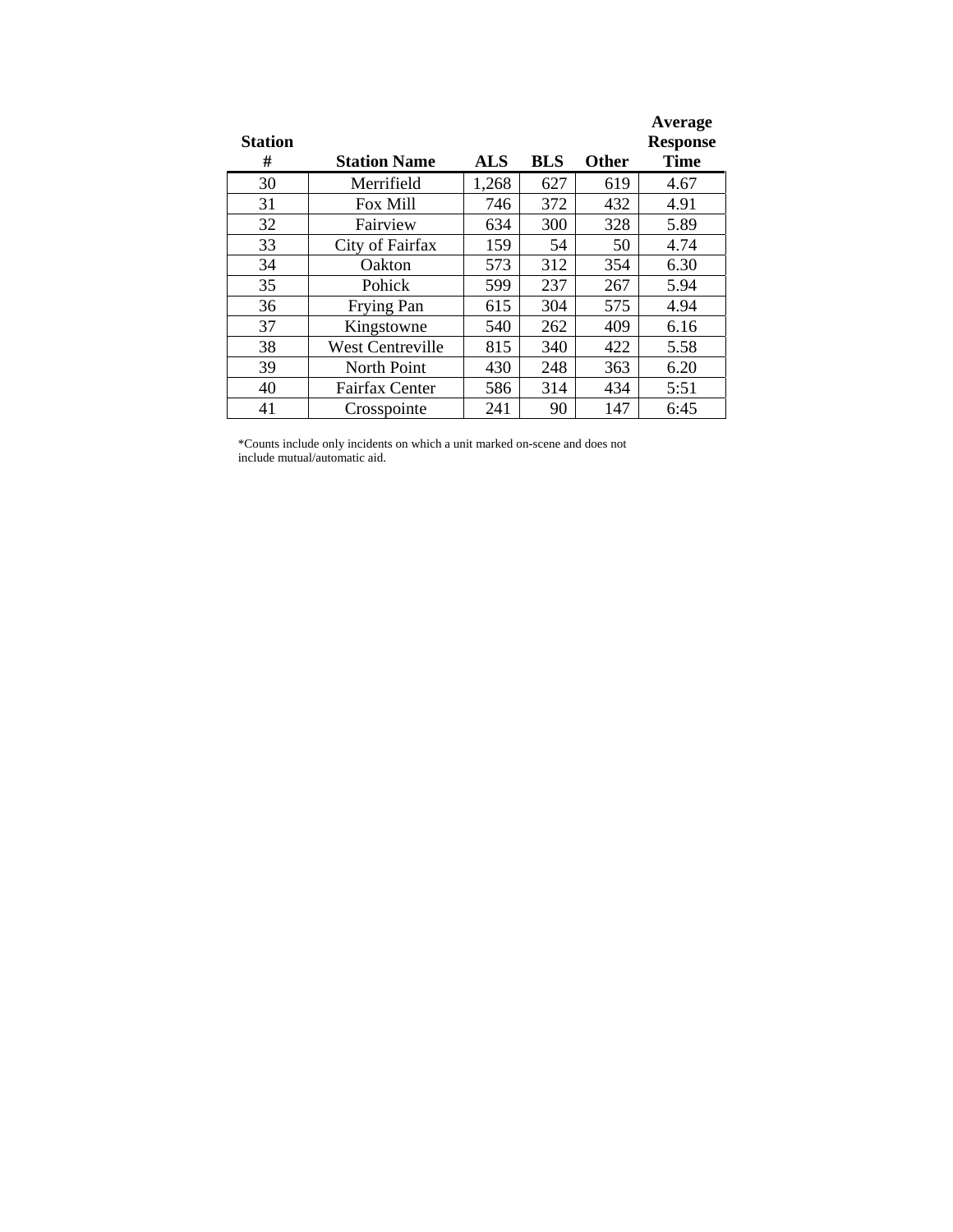| Station # | Station Name | ALS | BLS | Other | Average Response Time |
|---|---|---|---|---|---|
| 30 | Merrifield | 1,268 | 627 | 619 | 4.67 |
| 31 | Fox Mill | 746 | 372 | 432 | 4.91 |
| 32 | Fairview | 634 | 300 | 328 | 5.89 |
| 33 | City of Fairfax | 159 | 54 | 50 | 4.74 |
| 34 | Oakton | 573 | 312 | 354 | 6.30 |
| 35 | Pohick | 599 | 237 | 267 | 5.94 |
| 36 | Frying Pan | 615 | 304 | 575 | 4.94 |
| 37 | Kingstowne | 540 | 262 | 409 | 6.16 |
| 38 | West Centreville | 815 | 340 | 422 | 5.58 |
| 39 | North Point | 430 | 248 | 363 | 6.20 |
| 40 | Fairfax Center | 586 | 314 | 434 | 5:51 |
| 41 | Crosspointe | 241 | 90 | 147 | 6:45 |

*Counts include only incidents on which a unit marked on-scene and does not include mutual/automatic aid.